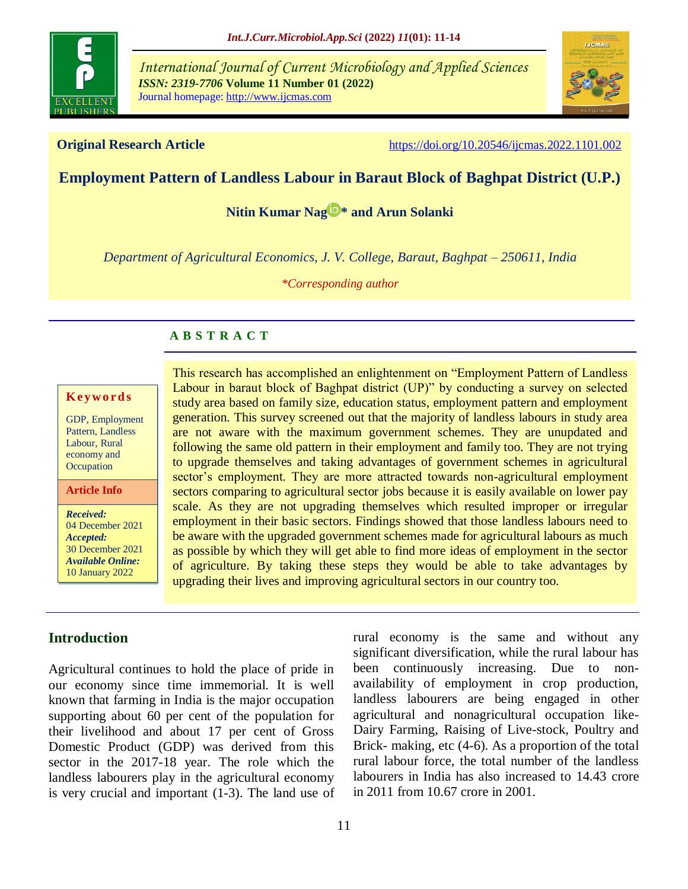**Original Research Article** https://doi.org/10.20546/ijcmas.2022.1101.002

# Employment Pattern of Landless Labour in Baraut Block of Baghpat District (U.P.)

**Nitin Kumar Nag* and Arun Solanki**

*Department of Agricultural Economics, J. V. College, Baraut, Baghpat – 250611, India*

**Corresponding author*

**Keywords**

GDP, Employment Pattern, Landless Labour, Rural economy and Occupation

**Article Info**

***Received:*** 04 December 2021
***Accepted:*** 30 December 2021
***Available Online:*** 10 January 2022

## ABSTRACT

This research has accomplished an enlightenment on "Employment Pattern of Landless Labour in baraut block of Baghpat district (UP)" by conducting a survey on selected study area based on family size, education status, employment pattern and employment generation. This survey screened out that the majority of landless labours in study area are not aware with the maximum government schemes. They are unupdated and following the same old pattern in their employment and family too. They are not trying to upgrade themselves and taking advantages of government schemes in agricultural sector's employment. They are more attracted towards non-agricultural employment sectors comparing to agricultural sector jobs because it is easily available on lower pay scale. As they are not upgrading themselves which resulted improper or irregular employment in their basic sectors. Findings showed that those landless labours need to be aware with the upgraded government schemes made for agricultural labours as much as possible by which they will get able to find more ideas of employment in the sector of agriculture. By taking these steps they would be able to take advantages by upgrading their lives and improving agricultural sectors in our country too.

## Introduction

Agricultural continues to hold the place of pride in our economy since time immemorial. It is well known that farming in India is the major occupation supporting about 60 per cent of the population for their livelihood and about 17 per cent of Gross Domestic Product (GDP) was derived from this sector in the 2017-18 year. The role which the landless labourers play in the agricultural economy is very crucial and important (1-3). The land use of rural economy is the same and without any significant diversification, while the rural labour has been continuously increasing. Due to non-availability of employment in crop production, landless labourers are being engaged in other agricultural and nonagricultural occupation like- Dairy Farming, Raising of Live-stock, Poultry and Brick- making, etc (4-6). As a proportion of the total rural labour force, the total number of the landless labourers in India has also increased to 14.43 crore in 2011 from 10.67 crore in 2001.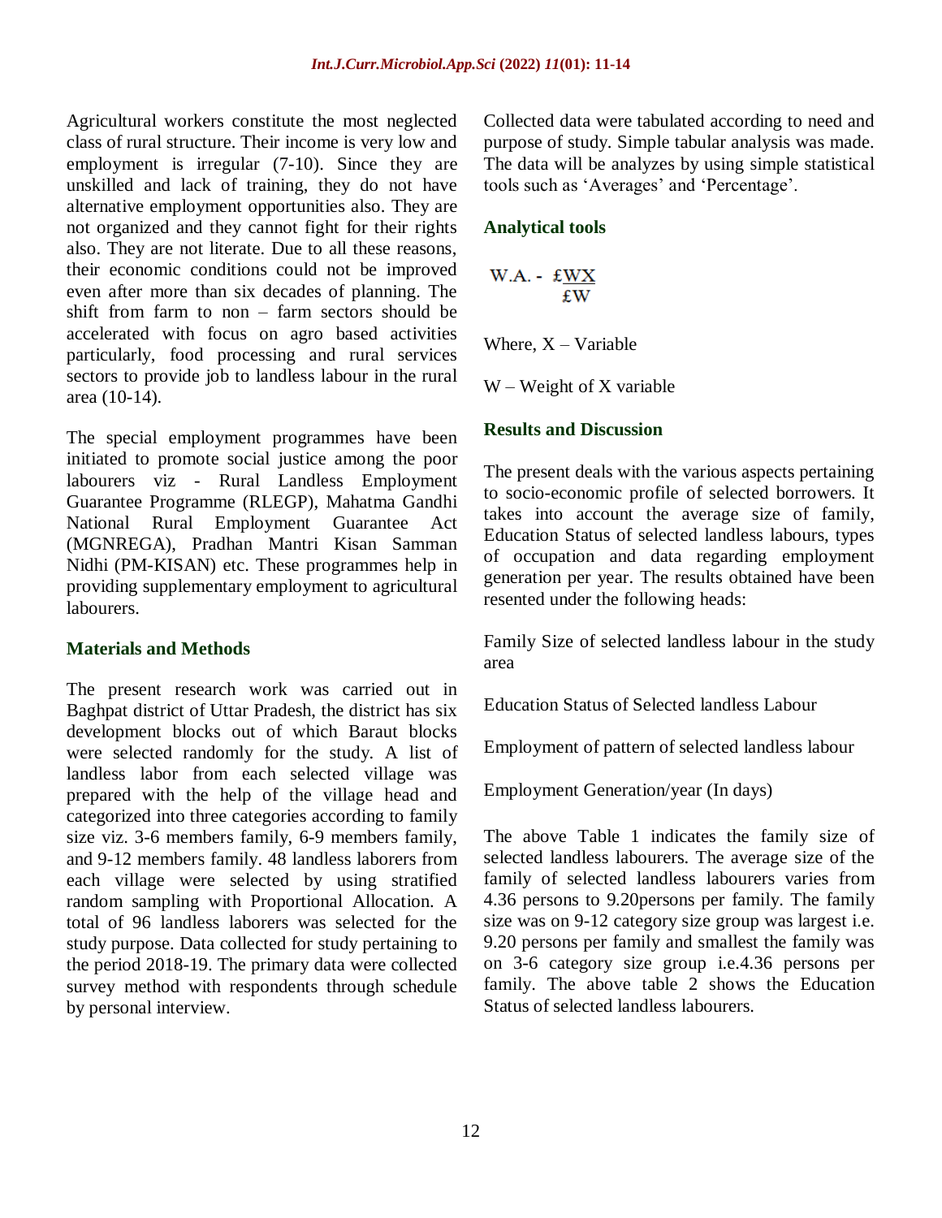Agricultural workers constitute the most neglected class of rural structure. Their income is very low and employment is irregular (7-10). Since they are unskilled and lack of training, they do not have alternative employment opportunities also. They are not organized and they cannot fight for their rights also. They are not literate. Due to all these reasons, their economic conditions could not be improved even after more than six decades of planning. The shift from farm to non – farm sectors should be accelerated with focus on agro based activities particularly, food processing and rural services sectors to provide job to landless labour in the rural area (10-14).

The special employment programmes have been initiated to promote social justice among the poor labourers viz - Rural Landless Employment Guarantee Programme (RLEGP), Mahatma Gandhi National Rural Employment Guarantee Act (MGNREGA), Pradhan Mantri Kisan Samman Nidhi (PM-KISAN) etc. These programmes help in providing supplementary employment to agricultural labourers.

## Materials and Methods

The present research work was carried out in Baghpat district of Uttar Pradesh, the district has six development blocks out of which Baraut blocks were selected randomly for the study. A list of landless labor from each selected village was prepared with the help of the village head and categorized into three categories according to family size viz. 3-6 members family, 6-9 members family, and 9-12 members family. 48 landless laborers from each village were selected by using stratified random sampling with Proportional Allocation. A total of 96 landless laborers was selected for the study purpose. Data collected for study pertaining to the period 2018-19. The primary data were collected survey method with respondents through schedule by personal interview.

Collected data were tabulated according to need and purpose of study. Simple tabular analysis was made. The data will be analyzes by using simple statistical tools such as 'Averages' and 'Percentage'.

## Analytical tools

$$W.A. - \frac{£WX}{£W}$$

Where, X – Variable

W – Weight of X variable

## Results and Discussion

The present deals with the various aspects pertaining to socio-economic profile of selected borrowers. It takes into account the average size of family, Education Status of selected landless labours, types of occupation and data regarding employment generation per year. The results obtained have been resented under the following heads:

Family Size of selected landless labour in the study area

Education Status of Selected landless Labour

Employment of pattern of selected landless labour

Employment Generation/year (In days)

The above Table 1 indicates the family size of selected landless labourers. The average size of the family of selected landless labourers varies from 4.36 persons to 9.20persons per family. The family size was on 9-12 category size group was largest i.e. 9.20 persons per family and smallest the family was on 3-6 category size group i.e.4.36 persons per family. The above table 2 shows the Education Status of selected landless labourers.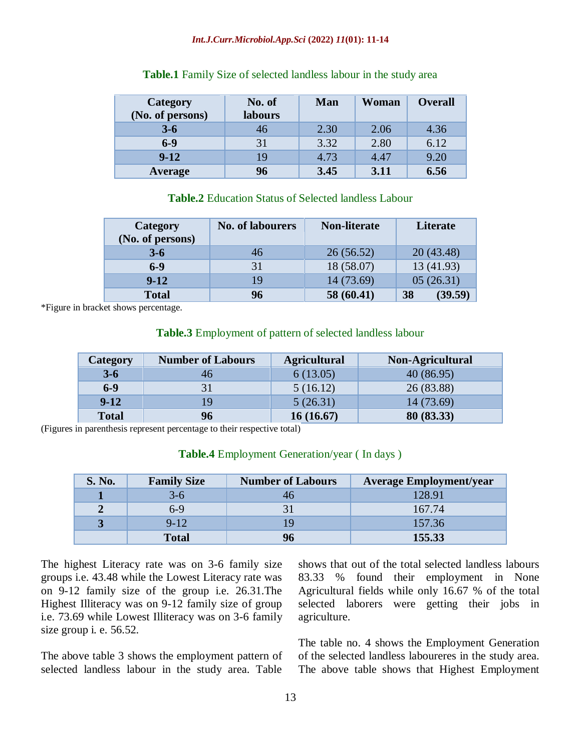**Table.1** Family Size of selected landless labour in the study area

| Category (No. of persons) | No. of labours | Man | Woman | Overall |
|---|---|---|---|---|
| **3-6** | 46 | 2.30 | 2.06 | 4.36 |
| **6-9** | 31 | 3.32 | 2.80 | 6.12 |
| **9-12** | 19 | 4.73 | 4.47 | 9.20 |
| **Average** | **96** | **3.45** | **3.11** | **6.56** |

**Table.2** Education Status of Selected landless Labour

| Category (No. of persons) | No. of labourers | Non-literate | Literate |
|---|---|---|---|
| **3-6** | 46 | 26 (56.52) | 20 (43.48) |
| **6-9** | 31 | 18 (58.07) | 13 (41.93) |
| **9-12** | 19 | 14 (73.69) | 05 (26.31) |
| **Total** | **96** | **58 (60.41)** | **38 (39.59)** |

*Figure in bracket shows percentage.

**Table.3** Employment of pattern of selected landless labour

| Category | Number of Labours | Agricultural | Non-Agricultural |
|---|---|---|---|
| **3-6** | 46 | 6 (13.05) | 40 (86.95) |
| **6-9** | 31 | 5 (16.12) | 26 (83.88) |
| **9-12** | 19 | 5 (26.31) | 14 (73.69) |
| **Total** | **96** | **16 (16.67)** | **80 (83.33)** |

(Figures in parenthesis represent percentage to their respective total)

**Table.4** Employment Generation/year ( In days )

| S. No. | Family Size | Number of Labours | Average Employment/year |
|---|---|---|---|
| **1** | 3-6 | 46 | 128.91 |
| **2** | 6-9 | 31 | 167.74 |
| **3** | 9-12 | 19 | 157.36 |
| | **Total** | **96** | **155.33** |

The highest Literacy rate was on 3-6 family size groups i.e. 43.48 while the Lowest Literacy rate was on 9-12 family size of the group i.e. 26.31.The Highest Illiteracy was on 9-12 family size of group i.e. 73.69 while Lowest Illiteracy was on 3-6 family size group i. e. 56.52.

The above table 3 shows the employment pattern of selected landless labour in the study area. Table shows that out of the total selected landless labours 83.33 % found their employment in None Agricultural fields while only 16.67 % of the total selected laborers were getting their jobs in agriculture.

The table no. 4 shows the Employment Generation of the selected landless laboureres in the study area. The above table shows that Highest Employment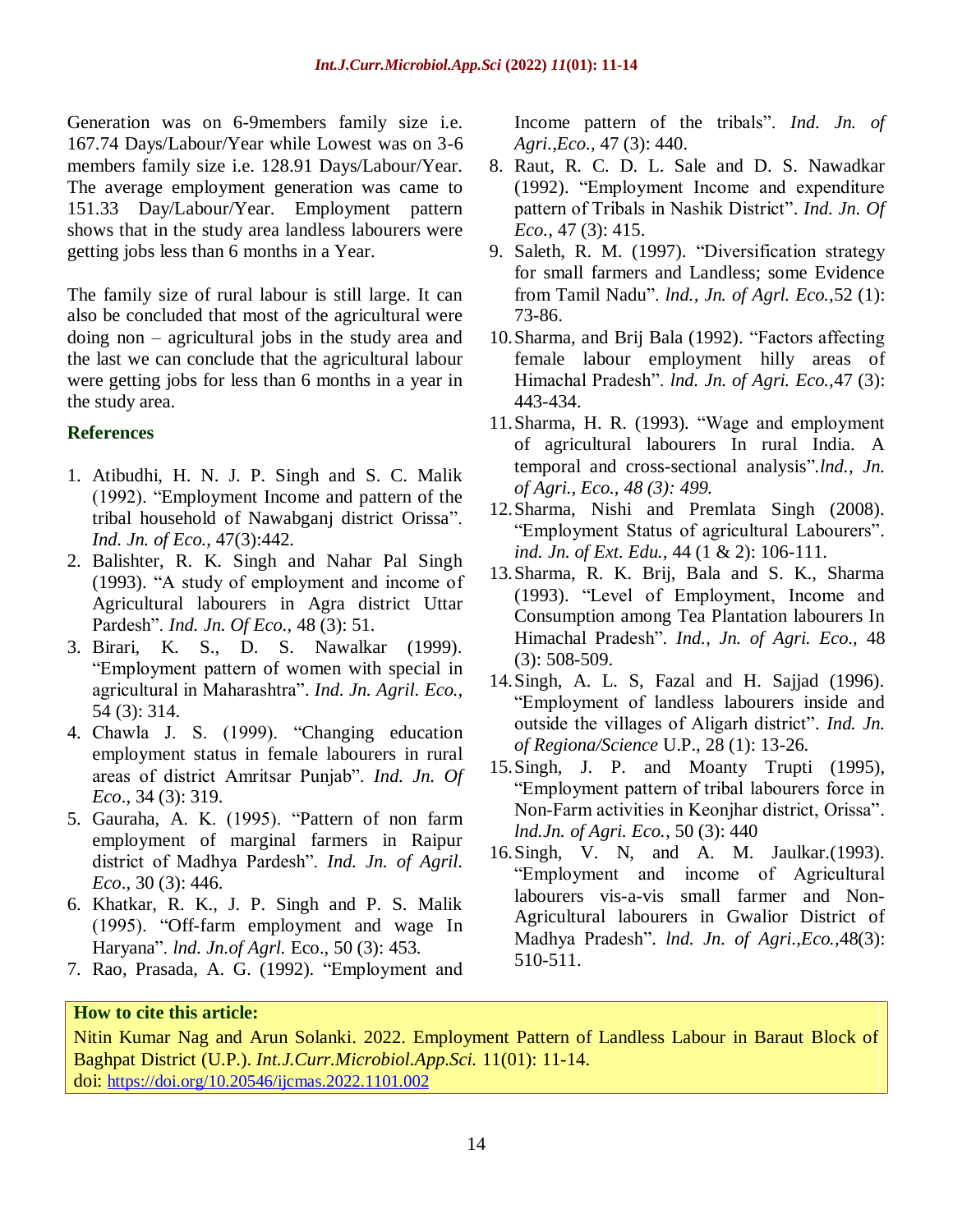Generation was on 6-9members family size i.e. 167.74 Days/Labour/Year while Lowest was on 3-6 members family size i.e. 128.91 Days/Labour/Year. The average employment generation was came to 151.33 Day/Labour/Year. Employment pattern shows that in the study area landless labourers were getting jobs less than 6 months in a Year.

The family size of rural labour is still large. It can also be concluded that most of the agricultural were doing non – agricultural jobs in the study area and the last we can conclude that the agricultural labour were getting jobs for less than 6 months in a year in the study area.

## References

1. Atibudhi, H. N. J. P. Singh and S. C. Malik (1992). "Employment Income and pattern of the tribal household of Nawabganj district Orissa". *Ind. Jn. of Eco.,* 47(3):442.
2. Balishter, R. K. Singh and Nahar Pal Singh (1993). "A study of employment and income of Agricultural labourers in Agra district Uttar Pardesh". *Ind. Jn. Of Eco.,* 48 (3): 51.
3. Birari, K. S., D. S. Nawalkar (1999). "Employment pattern of women with special in agricultural in Maharashtra". *Ind. Jn. Agril. Eco.,* 54 (3): 314.
4. Chawla J. S. (1999). "Changing education employment status in female labourers in rural areas of district Amritsar Punjab". *Ind. Jn. Of Eco*., 34 (3): 319.
5. Gauraha, A. K. (1995). "Pattern of non farm employment of marginal farmers in Raipur district of Madhya Pardesh". *Ind. Jn. of Agril. Eco*., 30 (3): 446.
6. Khatkar, R. K., J. P. Singh and P. S. Malik (1995). "Off-farm employment and wage In Haryana". *lnd. Jn.of Agrl.* Eco., 50 (3): 453.
7. Rao, Prasada, A. G. (1992). "Employment and Income pattern of the tribals". *Ind. Jn. of Agri.,Eco.,* 47 (3): 440.
8. Raut, R. C. D. L. Sale and D. S. Nawadkar (1992). "Employment Income and expenditure pattern of Tribals in Nashik District". *Ind. Jn. Of Eco.,* 47 (3): 415.
9. Saleth, R. M. (1997). "Diversification strategy for small farmers and Landless; some Evidence from Tamil Nadu". *lnd., Jn. of Agrl. Eco.,*52 (1): 73-86.
10. Sharma, and Brij Bala (1992). "Factors affecting female labour employment hilly areas of Himachal Pradesh". *lnd. Jn. of Agri. Eco.,*47 (3): 443-434.
11. Sharma, H. R. (1993). "Wage and employment of agricultural labourers In rural India. A temporal and cross-sectional analysis".*lnd., Jn. of Agri., Eco., 48 (3): 499.*
12. Sharma, Nishi and Premlata Singh (2008). "Employment Status of agricultural Labourers". *ind. Jn. of Ext. Edu.,* 44 (1 & 2): 106-111.
13. Sharma, R. K. Brij, Bala and S. K., Sharma (1993). "Level of Employment, Income and Consumption among Tea Plantation labourers In Himachal Pradesh". *Ind., Jn. of Agri. Eco.,* 48 (3): 508-509.
14. Singh, A. L. S, Fazal and H. Sajjad (1996). "Employment of landless labourers inside and outside the villages of Aligarh district". *Ind. Jn. of Regiona/Science* U.P., 28 (1): 13-26.
15. Singh, J. P. and Moanty Trupti (1995), "Employment pattern of tribal labourers force in Non-Farm activities in Keonjhar district, Orissa". *lnd.Jn. of Agri. Eco.*, 50 (3): 440
16. Singh, V. N, and A. M. Jaulkar.(1993). "Employment and income of Agricultural labourers vis-a-vis small farmer and Non-Agricultural labourers in Gwalior District of Madhya Pradesh". *lnd. Jn. of Agri.,Eco.*,48(3): 510-511.

**How to cite this article:**

Nitin Kumar Nag and Arun Solanki. 2022. Employment Pattern of Landless Labour in Baraut Block of Baghpat District (U.P.). *Int.J.Curr.Microbiol.App.Sci.* 11(01): 11-14.
doi: https://doi.org/10.20546/ijcmas.2022.1101.002